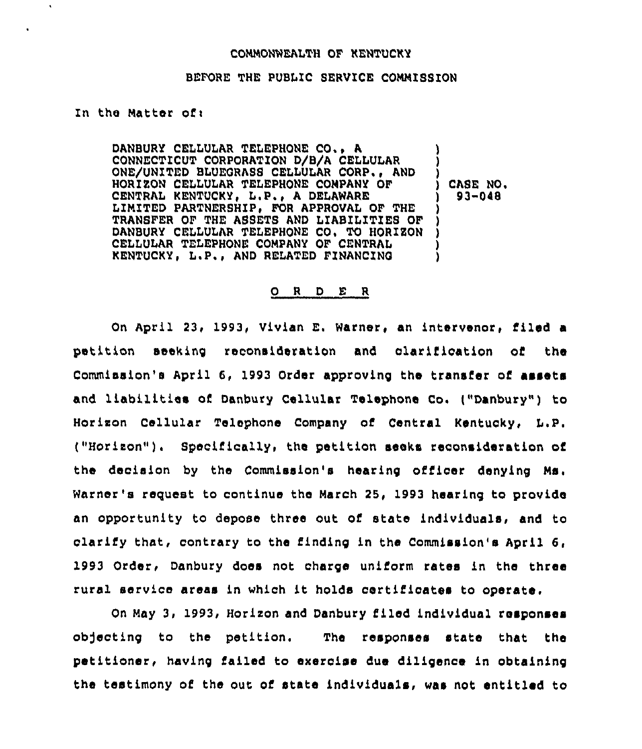COMMONWEALTH OF KENTUCKY

BEFORE THE PUBLIC SERVICE COMMISSION

In the Matter of:

| | |
|---|---|
| DANBURY CELLULAR TELEPHONE CO., A CONNECTICUT CORPORATION D/B/A CELLULAR ONE/UNITED BLUEGRASS CELLULAR CORP., AND HORIZON CELLULAR TELEPHONE COMPANY OF CENTRAL KENTUCKY, L.P., A DELAWARE LIMITED PARTNERSHIP, FOR APPROVAL OF THE TRANSFER OF THE ASSETS AND LIABILITIES OF DANBURY CELLULAR TELEPHONE CO. TO HORIZON CELLULAR TELEPHONE COMPANY OF CENTRAL KENTUCKY, L.P., AND RELATED FINANCING | ) CASE NO. 93-048 |

O R D E R

On April 23, 1993, Vivian E. Warner, an intervenor, filed a petition seeking reconsideration and clarification of the Commission's April 6, 1993 Order approving the transfer of assets and liabilities of Danbury Cellular Telephone Co. ("Danbury") to Horizon Cellular Telephone Company of Central Kentucky, L.P. ("Horizon"). Specifically, the petition seeks reconsideration of the decision by the Commission's hearing officer denying Ms. Warner's request to continue the March 25, 1993 hearing to provide an opportunity to depose three out of state individuals, and to clarify that, contrary to the finding in the Commission's April 6, 1993 Order, Danbury does not charge uniform rates in the three rural service areas in which it holds certificates to operate.

On May 3, 1993, Horizon and Danbury filed individual responses objecting to the petition. The responses state that the petitioner, having failed to exercise due diligence in obtaining the testimony of the out of state individuals, was not entitled to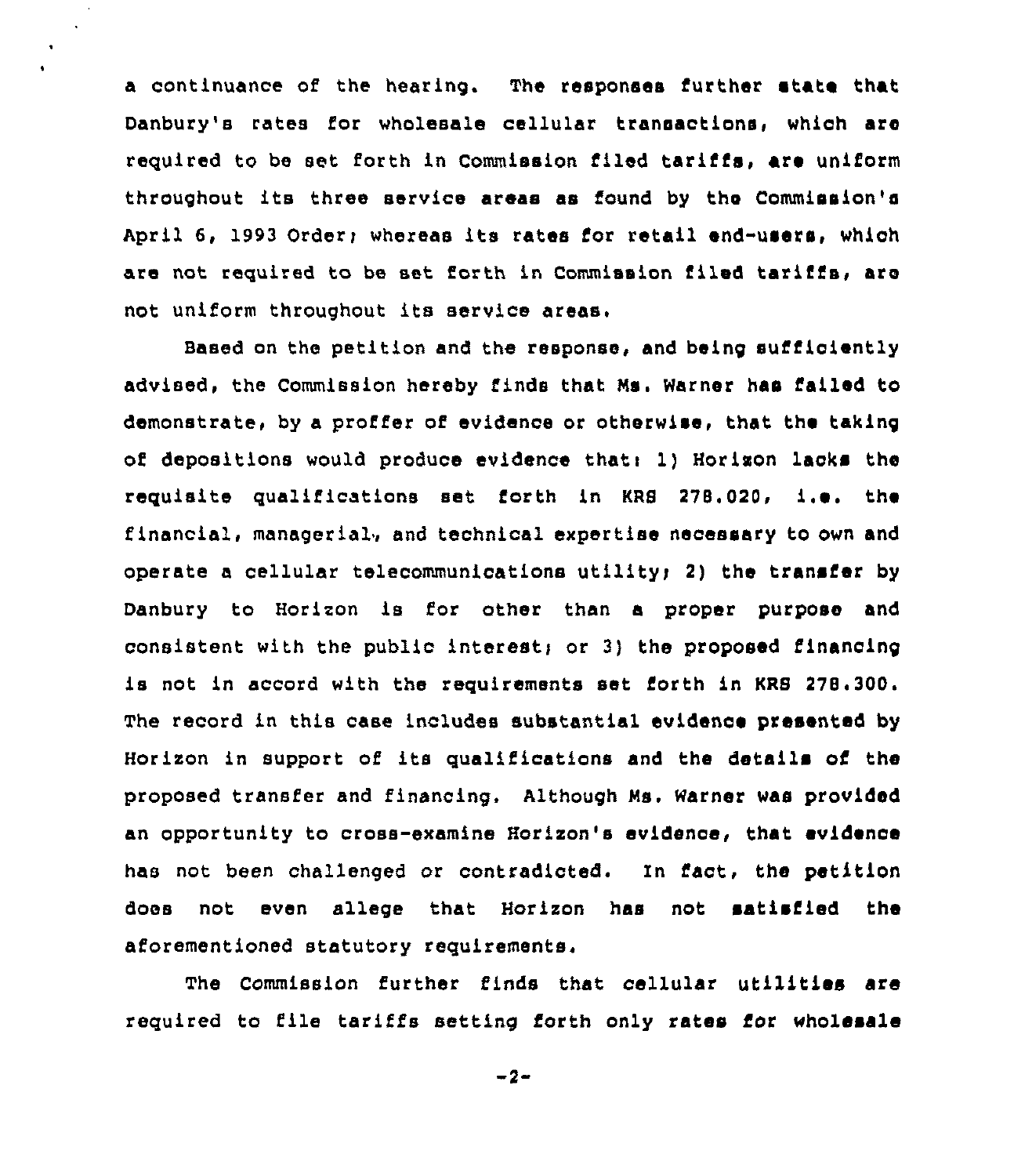a continuance of the hearing. The responses further state that Danbury's rates for wholesale cellular transactions, which are required to be set forth in Commission filed tariffs, are uniform throughout its three service areas as found by the Commission's April 6, 1993 Order; whereas its rates for retail end-users, which are not required to be set forth in Commission filed tariffs, are not uniform throughout its service areas.

Based on the petition and the response, and being sufficiently advised, the Commission hereby finds that Ms. Warner has failed to demonstrate, by a proffer of evidence or otherwise, that the taking of depositions would produce evidence that: 1) Horizon lacks the requisite qualifications set forth in KRS 278.020, i.e. the financial, managerial, and technical expertise necessary to own and operate a cellular telecommunications utility; 2) the transfer by Danbury to Horizon is for other than a proper purpose and consistent with the public interest; or 3) the proposed financing is not in accord with the requirements set forth in KRS 278.300. The record in this case includes substantial evidence presented by Horizon in support of its qualifications and the details of the proposed transfer and financing. Although Ms. Warner was provided an opportunity to cross-examine Horizon's evidence, that evidence has not been challenged or contradicted. In fact, the petition does not even allege that Horizon has not satisfied the aforementioned statutory requirements.

The Commission further finds that cellular utilities are required to file tariffs setting forth only rates for wholesale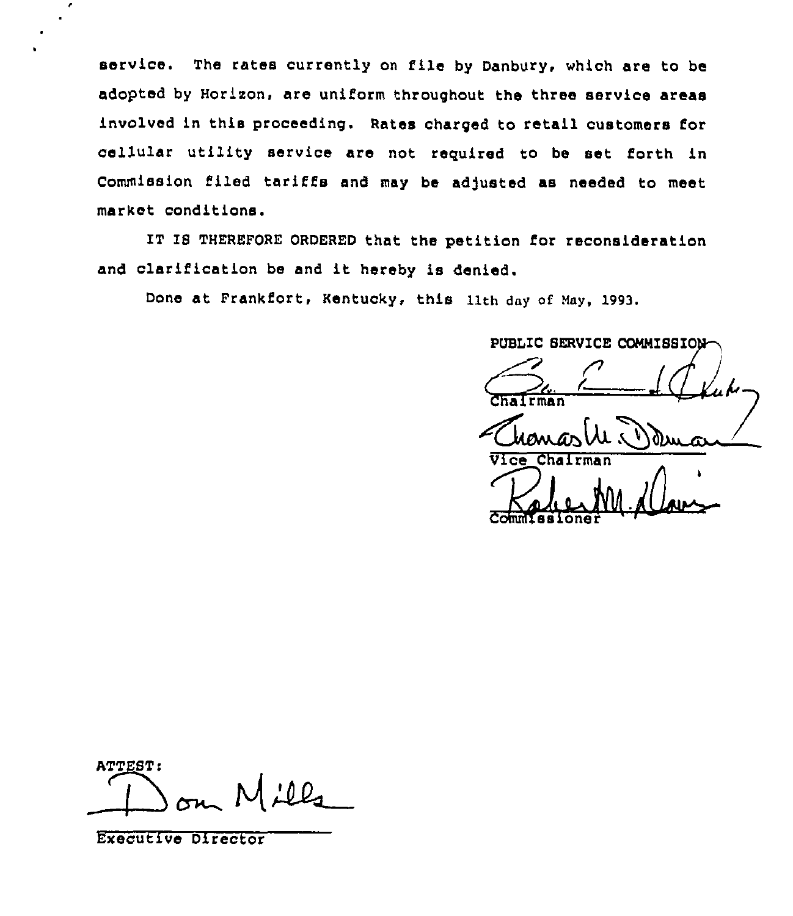service. The rates currently on file by Danbury, which are to be adopted by Horizon, are uniform throughout the three service areas involved in this proceeding. Rates charged to retail customers for cellular utility service are not required to be set forth in Commission filed tariffs and may be adjusted as needed to meet market conditions.

IT IS THEREFORE ORDERED that the petition for reconsideration and clarification be and it hereby is denied.

Done at Frankfort, Kentucky, this 11th day of May, 1993.

PUBLIC SERVICE COMMISSION

Chairman

Vice Chairman

Commissioner

ATTEST:

Executive Director